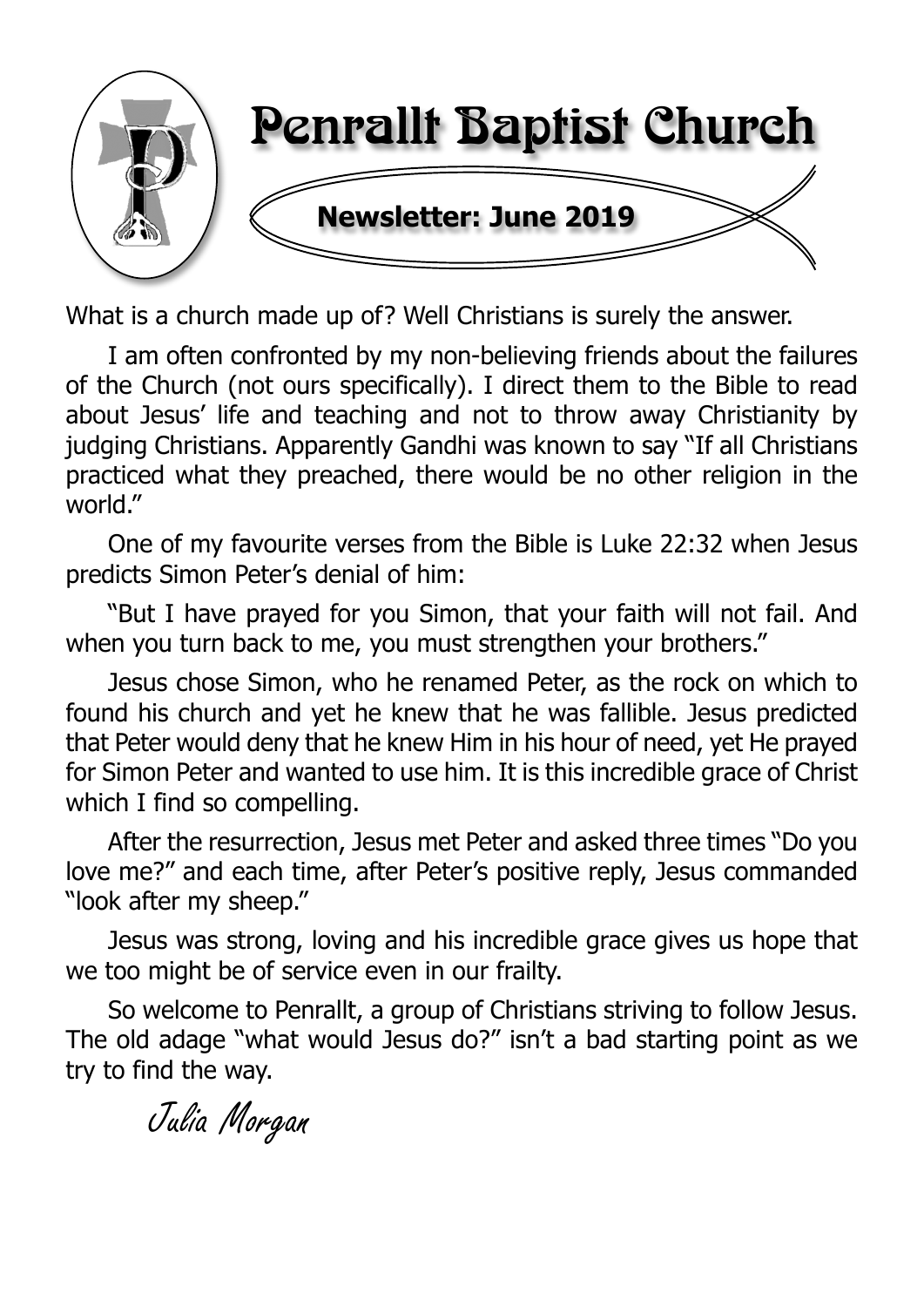# Penrallt Baptist Church

**Newsletter: June 2019**

What is a church made up of? Well Christians is surely the answer.

I am often confronted by my non-believing friends about the failures of the Church (not ours specifically). I direct them to the Bible to read about Jesus' life and teaching and not to throw away Christianity by judging Christians. Apparently Gandhi was known to say "If all Christians practiced what they preached, there would be no other religion in the world."

One of my favourite verses from the Bible is Luke 22:32 when Jesus predicts Simon Peter's denial of him:

"But I have prayed for you Simon, that your faith will not fail. And when you turn back to me, you must strengthen your brothers."

Jesus chose Simon, who he renamed Peter, as the rock on which to found his church and yet he knew that he was fallible. Jesus predicted that Peter would deny that he knew Him in his hour of need, yet He prayed for Simon Peter and wanted to use him. It is this incredible grace of Christ which I find so compelling.

After the resurrection, Jesus met Peter and asked three times "Do you love me?" and each time, after Peter's positive reply, Jesus commanded "look after my sheep."

Jesus was strong, loving and his incredible grace gives us hope that we too might be of service even in our frailty.

So welcome to Penrallt, a group of Christians striving to follow Jesus. The old adage "what would Jesus do?" isn't a bad starting point as we try to find the way.

*Julia Morgan*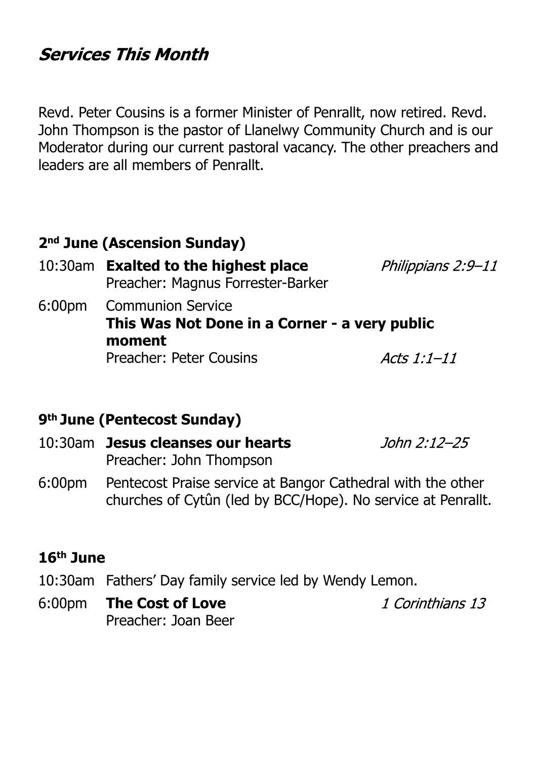# *Services This Month*

Revd. Peter Cousins is a former Minister of Penrallt, now retired. Revd. John Thompson is the pastor of Llanelwy Community Church and is our Moderator during our current pastoral vacancy. The other preachers and leaders are all members of Penrallt.

### 2nd June (Ascension Sunday)

10:30am **Exalted to the highest place** *Philippians 2:9–11*
Preacher: Magnus Forrester-Barker

6:00pm Communion Service
**This Was Not Done in a Corner - a very public moment**
Preacher: Peter Cousins *Acts 1:1–11*

### 9th June (Pentecost Sunday)

10:30am **Jesus cleanses our hearts** *John 2:12–25*
Preacher: John Thompson

6:00pm Pentecost Praise service at Bangor Cathedral with the other churches of Cytûn (led by BCC/Hope). No service at Penrallt.

### 16th June

10:30am Fathers' Day family service led by Wendy Lemon.

6:00pm **The Cost of Love** *1 Corinthians 13*
Preacher: Joan Beer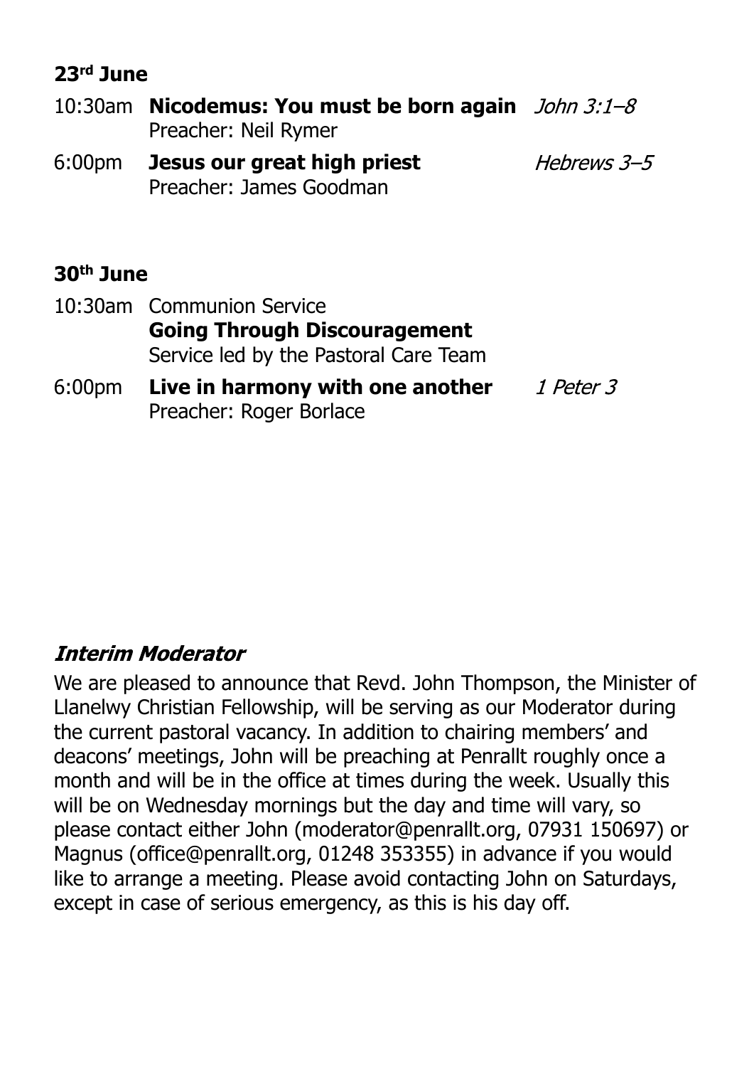**23rd June**

10:30am **Nicodemus: You must be born again** *John 3:1–8*
Preacher: Neil Rymer

6:00pm **Jesus our great high priest** *Hebrews 3–5*
Preacher: James Goodman

**30th June**

10:30am Communion Service
**Going Through Discouragement**
Service led by the Pastoral Care Team

6:00pm **Live in harmony with one another** *1 Peter 3*
Preacher: Roger Borlace

## ***Interim Moderator***

We are pleased to announce that Revd. John Thompson, the Minister of Llanelwy Christian Fellowship, will be serving as our Moderator during the current pastoral vacancy. In addition to chairing members' and deacons' meetings, John will be preaching at Penrallt roughly once a month and will be in the office at times during the week. Usually this will be on Wednesday mornings but the day and time will vary, so please contact either John (moderator@penrallt.org, 07931 150697) or Magnus (office@penrallt.org, 01248 353355) in advance if you would like to arrange a meeting. Please avoid contacting John on Saturdays, except in case of serious emergency, as this is his day off.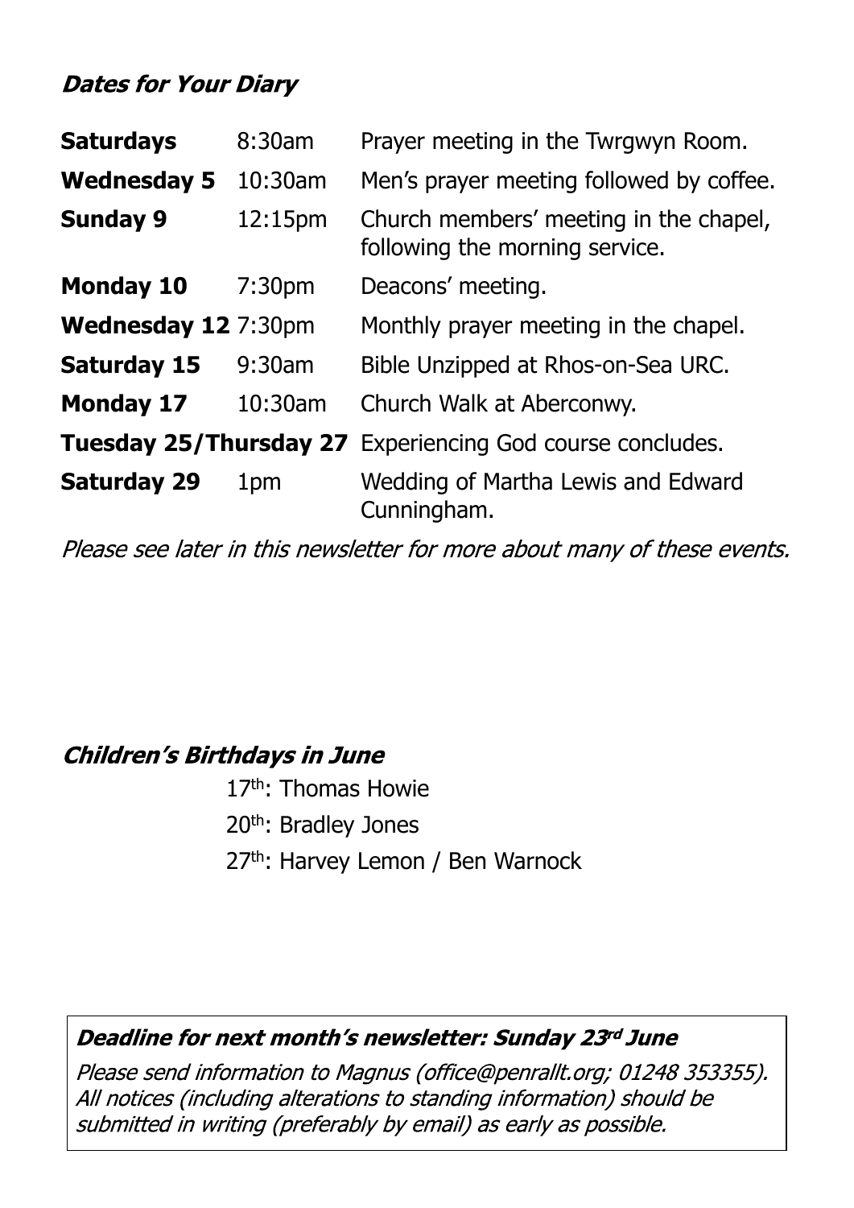### *Dates for Your Diary*

| | | |
|---|---|---|
| **Saturdays** | 8:30am | Prayer meeting in the Twrgwyn Room. |
| **Wednesday 5** | 10:30am | Men's prayer meeting followed by coffee. |
| **Sunday 9** | 12:15pm | Church members' meeting in the chapel, following the morning service. |
| **Monday 10** | 7:30pm | Deacons' meeting. |
| **Wednesday 12** | 7:30pm | Monthly prayer meeting in the chapel. |
| **Saturday 15** | 9:30am | Bible Unzipped at Rhos-on-Sea URC. |
| **Monday 17** | 10:30am | Church Walk at Aberconwy. |
| **Tuesday 25/Thursday 27** | | Experiencing God course concludes. |
| **Saturday 29** | 1pm | Wedding of Martha Lewis and Edward Cunningham. |

*Please see later in this newsletter for more about many of these events.*

### *Children's Birthdays in June*

17th: Thomas Howie

20th: Bradley Jones

27th: Harvey Lemon / Ben Warnock

***Deadline for next month's newsletter: Sunday 23rd June***

*Please send information to Magnus (office@penrallt.org; 01248 353355). All notices (including alterations to standing information) should be submitted in writing (preferably by email) as early as possible.*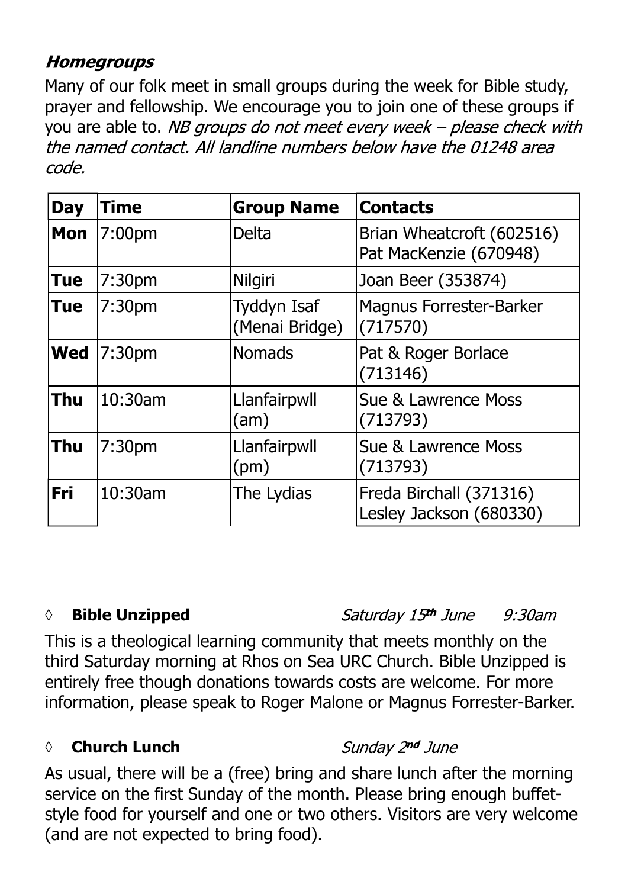### *Homegroups*

Many of our folk meet in small groups during the week for Bible study, prayer and fellowship. We encourage you to join one of these groups if you are able to. *NB groups do not meet every week – please check with the named contact. All landline numbers below have the 01248 area code.*

| Day | Time | Group Name | Contacts |
|---|---|---|---|
| **Mon** | 7:00pm | Delta | Brian Wheatcroft (602516) Pat MacKenzie (670948) |
| **Tue** | 7:30pm | Nilgiri | Joan Beer (353874) |
| **Tue** | 7:30pm | Tyddyn Isaf (Menai Bridge) | Magnus Forrester-Barker (717570) |
| **Wed** | 7:30pm | Nomads | Pat & Roger Borlace (713146) |
| **Thu** | 10:30am | Llanfairpwll (am) | Sue & Lawrence Moss (713793) |
| **Thu** | 7:30pm | Llanfairpwll (pm) | Sue & Lawrence Moss (713793) |
| **Fri** | 10:30am | The Lydias | Freda Birchall (371316) Lesley Jackson (680330) |

◊ **Bible Unzipped** *Saturday 15th June 9:30am*

This is a theological learning community that meets monthly on the third Saturday morning at Rhos on Sea URC Church. Bible Unzipped is entirely free though donations towards costs are welcome. For more information, please speak to Roger Malone or Magnus Forrester-Barker.

◊ **Church Lunch** *Sunday 2nd June*

As usual, there will be a (free) bring and share lunch after the morning service on the first Sunday of the month. Please bring enough buffet-style food for yourself and one or two others. Visitors are very welcome (and are not expected to bring food).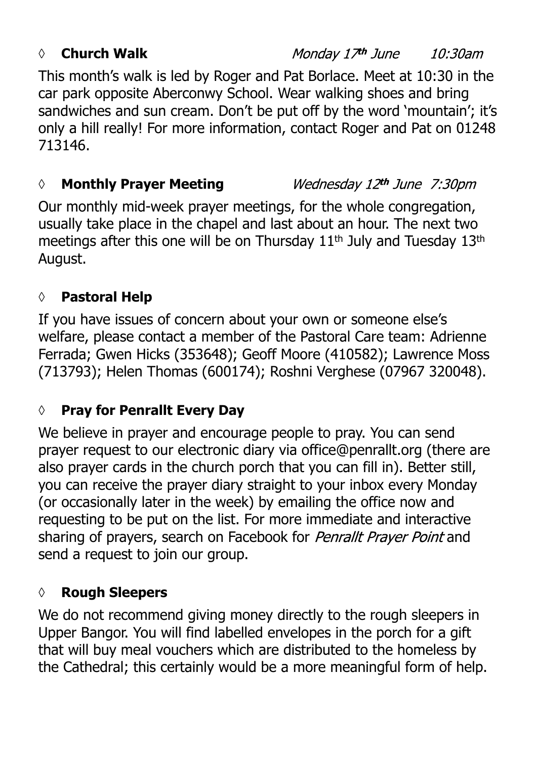◊ **Church Walk** *Monday 17th June 10:30am*

This month's walk is led by Roger and Pat Borlace. Meet at 10:30 in the car park opposite Aberconwy School. Wear walking shoes and bring sandwiches and sun cream. Don't be put off by the word 'mountain'; it's only a hill really! For more information, contact Roger and Pat on 01248 713146.

◊ **Monthly Prayer Meeting** *Wednesday 12th June 7:30pm*

Our monthly mid-week prayer meetings, for the whole congregation, usually take place in the chapel and last about an hour. The next two meetings after this one will be on Thursday 11th July and Tuesday 13th August.

◊ **Pastoral Help**

If you have issues of concern about your own or someone else's welfare, please contact a member of the Pastoral Care team: Adrienne Ferrada; Gwen Hicks (353648); Geoff Moore (410582); Lawrence Moss (713793); Helen Thomas (600174); Roshni Verghese (07967 320048).

◊ **Pray for Penrallt Every Day**

We believe in prayer and encourage people to pray. You can send prayer request to our electronic diary via office@penrallt.org (there are also prayer cards in the church porch that you can fill in). Better still, you can receive the prayer diary straight to your inbox every Monday (or occasionally later in the week) by emailing the office now and requesting to be put on the list. For more immediate and interactive sharing of prayers, search on Facebook for *Penrallt Prayer Point* and send a request to join our group.

◊ **Rough Sleepers**

We do not recommend giving money directly to the rough sleepers in Upper Bangor. You will find labelled envelopes in the porch for a gift that will buy meal vouchers which are distributed to the homeless by the Cathedral; this certainly would be a more meaningful form of help.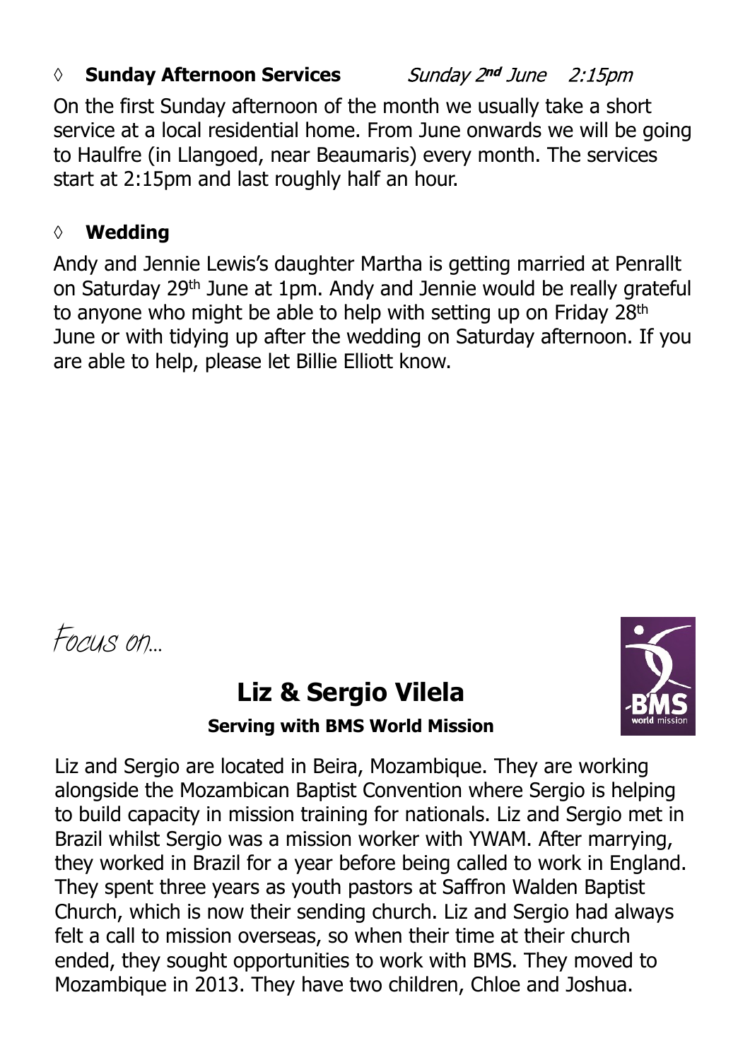◊ **Sunday Afternoon Services** *Sunday 2nd June 2:15pm*

On the first Sunday afternoon of the month we usually take a short service at a local residential home. From June onwards we will be going to Haulfre (in Llangoed, near Beaumaris) every month. The services start at 2:15pm and last roughly half an hour.

◊ **Wedding**

Andy and Jennie Lewis's daughter Martha is getting married at Penrallt on Saturday 29th June at 1pm. Andy and Jennie would be really grateful to anyone who might be able to help with setting up on Friday 28th June or with tidying up after the wedding on Saturday afternoon. If you are able to help, please let Billie Elliott know.

*Focus on…*

## Liz & Sergio Vilela

**Serving with BMS World Mission**

Liz and Sergio are located in Beira, Mozambique. They are working alongside the Mozambican Baptist Convention where Sergio is helping to build capacity in mission training for nationals. Liz and Sergio met in Brazil whilst Sergio was a mission worker with YWAM. After marrying, they worked in Brazil for a year before being called to work in England. They spent three years as youth pastors at Saffron Walden Baptist Church, which is now their sending church. Liz and Sergio had always felt a call to mission overseas, so when their time at their church ended, they sought opportunities to work with BMS. They moved to Mozambique in 2013. They have two children, Chloe and Joshua.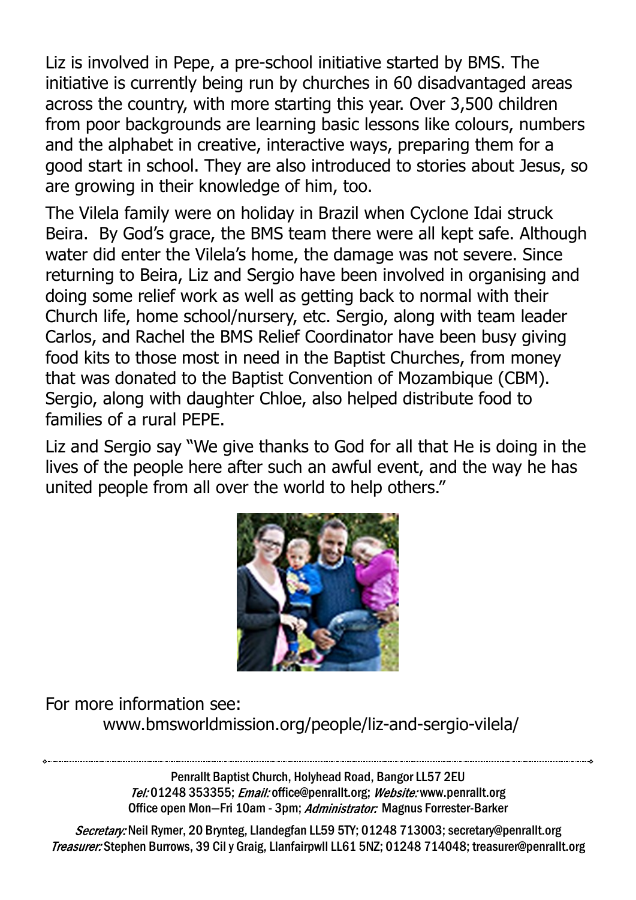Liz is involved in Pepe, a pre-school initiative started by BMS. The initiative is currently being run by churches in 60 disadvantaged areas across the country, with more starting this year. Over 3,500 children from poor backgrounds are learning basic lessons like colours, numbers and the alphabet in creative, interactive ways, preparing them for a good start in school. They are also introduced to stories about Jesus, so are growing in their knowledge of him, too.

The Vilela family were on holiday in Brazil when Cyclone Idai struck Beira. By God's grace, the BMS team there were all kept safe. Although water did enter the Vilela's home, the damage was not severe. Since returning to Beira, Liz and Sergio have been involved in organising and doing some relief work as well as getting back to normal with their Church life, home school/nursery, etc. Sergio, along with team leader Carlos, and Rachel the BMS Relief Coordinator have been busy giving food kits to those most in need in the Baptist Churches, from money that was donated to the Baptist Convention of Mozambique (CBM). Sergio, along with daughter Chloe, also helped distribute food to families of a rural PEPE.

Liz and Sergio say "We give thanks to God for all that He is doing in the lives of the people here after such an awful event, and the way he has united people from all over the world to help others."

For more information see:
www.bmsworldmission.org/people/liz-and-sergio-vilela/

---

Penrallt Baptist Church, Holyhead Road, Bangor LL57 2EU
*Tel:* 01248 353355; *Email:* office@penrallt.org; *Website:* www.penrallt.org
Office open Mon—Fri 10am - 3pm; *Administrator:* Magnus Forrester-Barker

*Secretary:* Neil Rymer, 20 Brynteg, Llandegfan LL59 5TY; 01248 713003; secretary@penrallt.org
*Treasurer:* Stephen Burrows, 39 Cil y Graig, Llanfairpwll LL61 5NZ; 01248 714048; treasurer@penrallt.org